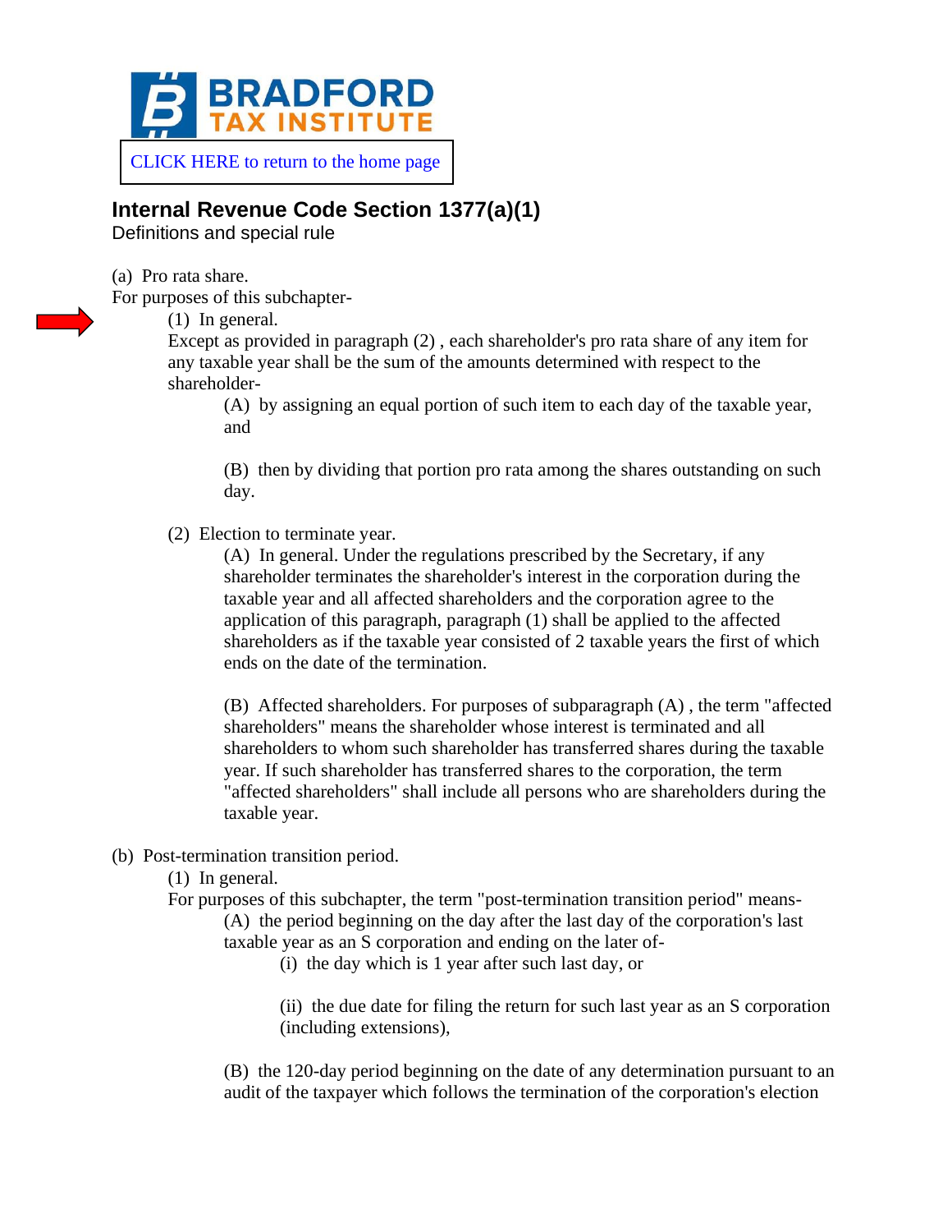BRADFORD TAX INSTITUTE

CLICK HERE to return to the home page

## Internal Revenue Code Section 1377(a)(1)

Definitions and special rule

(a) Pro rata share.

For purposes of this subchapter-

(1) In general.

Except as provided in paragraph (2) , each shareholder's pro rata share of any item for any taxable year shall be the sum of the amounts determined with respect to the shareholder-

(A) by assigning an equal portion of such item to each day of the taxable year, and

(B) then by dividing that portion pro rata among the shares outstanding on such day.

(2) Election to terminate year.

(A) In general. Under the regulations prescribed by the Secretary, if any shareholder terminates the shareholder's interest in the corporation during the taxable year and all affected shareholders and the corporation agree to the application of this paragraph, paragraph (1) shall be applied to the affected shareholders as if the taxable year consisted of 2 taxable years the first of which ends on the date of the termination.

(B) Affected shareholders. For purposes of subparagraph (A) , the term "affected shareholders" means the shareholder whose interest is terminated and all shareholders to whom such shareholder has transferred shares during the taxable year. If such shareholder has transferred shares to the corporation, the term "affected shareholders" shall include all persons who are shareholders during the taxable year.

(b) Post-termination transition period.

(1) In general.

For purposes of this subchapter, the term "post-termination transition period" means-

(A) the period beginning on the day after the last day of the corporation's last taxable year as an S corporation and ending on the later of-

(i) the day which is 1 year after such last day, or

(ii) the due date for filing the return for such last year as an S corporation (including extensions),

(B) the 120-day period beginning on the date of any determination pursuant to an audit of the taxpayer which follows the termination of the corporation's election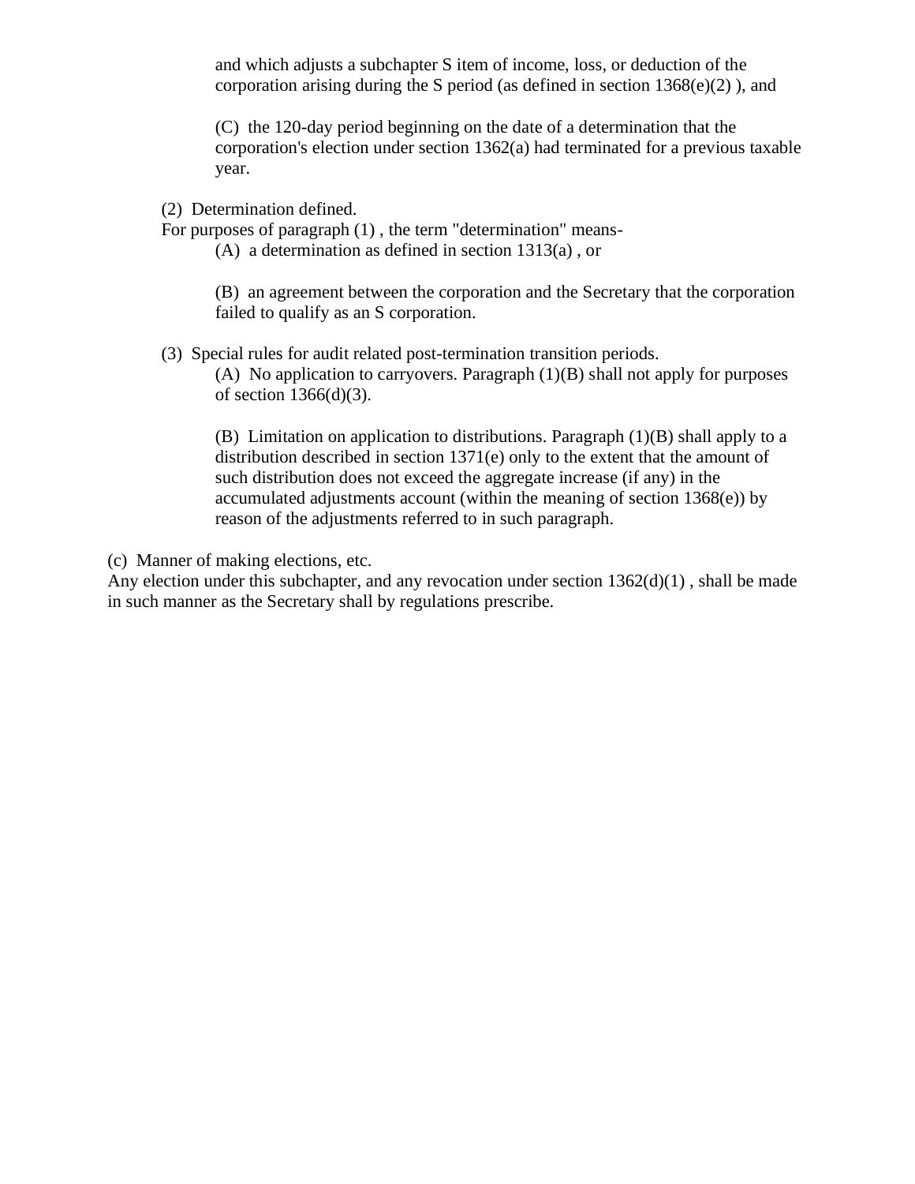and which adjusts a subchapter S item of income, loss, or deduction of the corporation arising during the S period (as defined in section 1368(e)(2) ), and

(C) the 120-day period beginning on the date of a determination that the corporation's election under section 1362(a) had terminated for a previous taxable year.

(2) Determination defined.
For purposes of paragraph (1) , the term "determination" means-

(A) a determination as defined in section 1313(a) , or

(B) an agreement between the corporation and the Secretary that the corporation failed to qualify as an S corporation.

(3) Special rules for audit related post-termination transition periods.

(A) No application to carryovers. Paragraph (1)(B) shall not apply for purposes of section 1366(d)(3).

(B) Limitation on application to distributions. Paragraph (1)(B) shall apply to a distribution described in section 1371(e) only to the extent that the amount of such distribution does not exceed the aggregate increase (if any) in the accumulated adjustments account (within the meaning of section 1368(e)) by reason of the adjustments referred to in such paragraph.

(c) Manner of making elections, etc.
Any election under this subchapter, and any revocation under section 1362(d)(1) , shall be made in such manner as the Secretary shall by regulations prescribe.